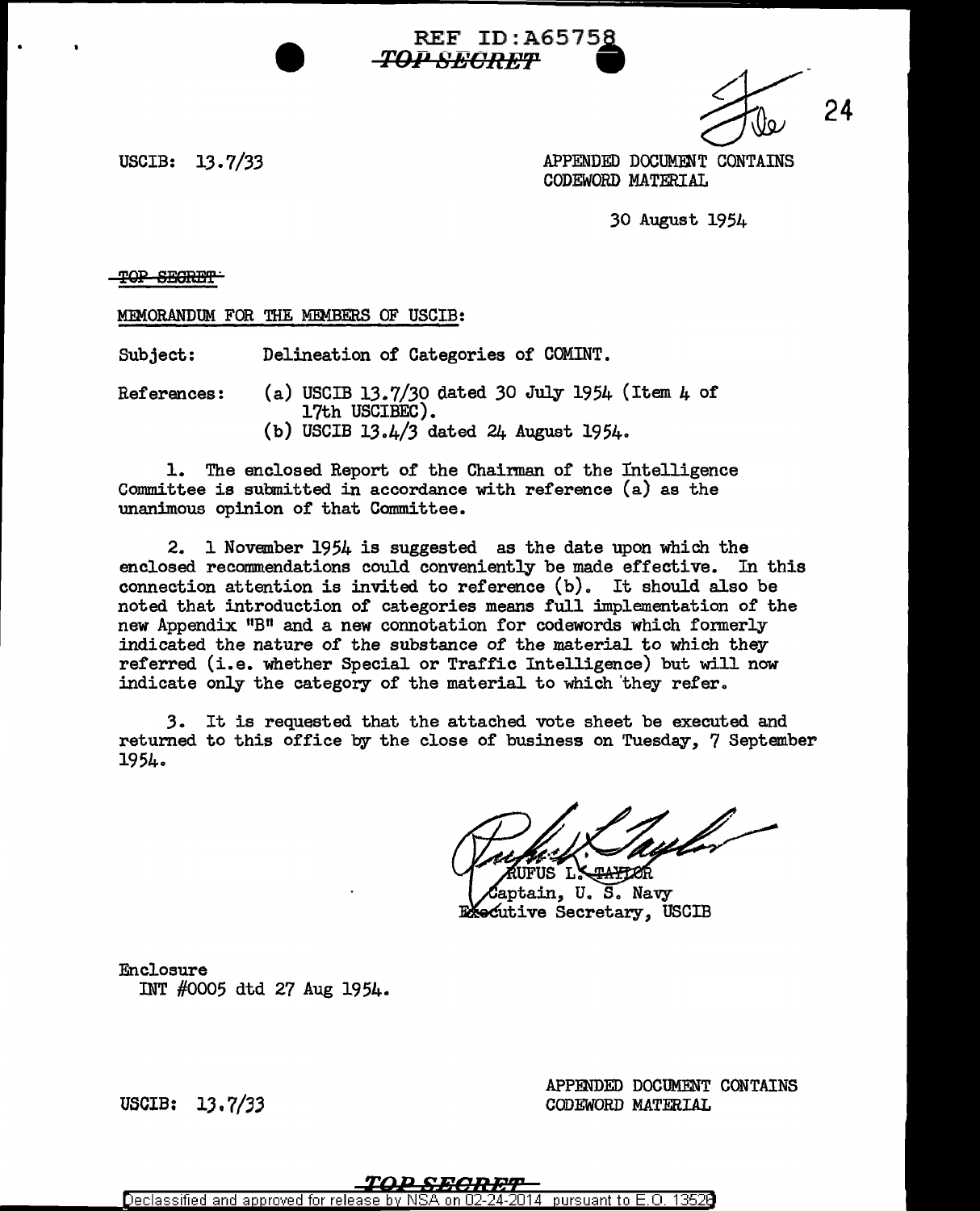REF ID:A65758
~~TOP SECRET~~

24

USCIB: 13.7/33

APPENDED DOCUMENT CONTAINS CODEWORD MATERIAL

30 August 1954

~~TOP SECRET~~

MEMORANDUM FOR THE MEMBERS OF USCIB:

Subject: Delineation of Categories of COMINT.

References: (a) USCIB 13.7/30 dated 30 July 1954 (Item 4 of 17th USCIBEC).
(b) USCIB 13.4/3 dated 24 August 1954.

1. The enclosed Report of the Chairman of the Intelligence Committee is submitted in accordance with reference (a) as the unanimous opinion of that Committee.

2. 1 November 1954 is suggested as the date upon which the enclosed recommendations could conveniently be made effective. In this connection attention is invited to reference (b). It should also be noted that introduction of categories means full implementation of the new Appendix "B" and a new connotation for codewords which formerly indicated the nature of the substance of the material to which they referred (i.e. whether Special or Traffic Intelligence) but will now indicate only the category of the material to which they refer.

3. It is requested that the attached vote sheet be executed and returned to this office by the close of business on Tuesday, 7 September 1954.

RUFUS L. TAYLOR
Captain, U. S. Navy
Executive Secretary, USCIB

Enclosure
INT #0005 dtd 27 Aug 1954.

USCIB: 13.7/33

APPENDED DOCUMENT CONTAINS CODEWORD MATERIAL

~~TOP SECRET~~

Declassified and approved for release by NSA on 02-24-2014 pursuant to E.O. 13526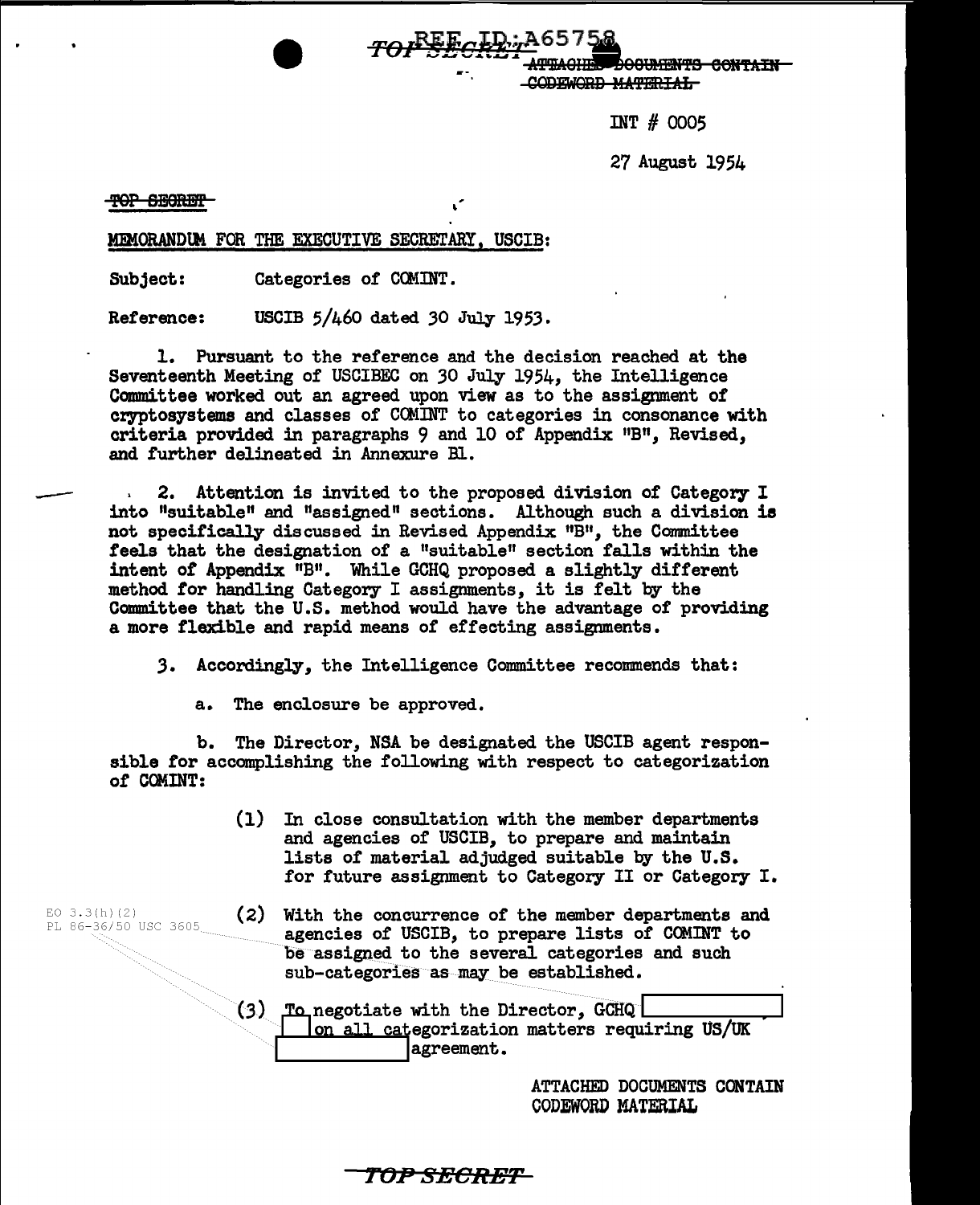REF ID:A65758

~~TOP SECRET~~

~~ATTACHED DOCUMENTS CONTAIN CODEWORD MATERIAL~~

INT # 0005

27 August 1954

~~TOP SECRET~~

MEMORANDUM FOR THE EXECUTIVE SECRETARY, USCIB:

Subject: Categories of COMINT.

Reference: USCIB 5/460 dated 30 July 1953.

1. Pursuant to the reference and the decision reached at the Seventeenth Meeting of USCIBEC on 30 July 1954, the Intelligence Committee worked out an agreed upon view as to the assignment of cryptosystems and classes of COMINT to categories in consonance with criteria provided in paragraphs 9 and 10 of Appendix "B", Revised, and further delineated in Annexure B1.

2. Attention is invited to the proposed division of Category I into "suitable" and "assigned" sections. Although such a division is not specifically discussed in Revised Appendix "B", the Committee feels that the designation of a "suitable" section falls within the intent of Appendix "B". While GCHQ proposed a slightly different method for handling Category I assignments, it is felt by the Committee that the U.S. method would have the advantage of providing a more flexible and rapid means of effecting assignments.

3. Accordingly, the Intelligence Committee recommends that:

a. The enclosure be approved.

b. The Director, NSA be designated the USCIB agent responsible for accomplishing the following with respect to categorization of COMINT:

(1) In close consultation with the member departments and agencies of USCIB, to prepare and maintain lists of material adjudged suitable by the U.S. for future assignment to Category II or Category I.

EO 3.3(h)(2)
PL 86-36/50 USC 3605

(2) With the concurrence of the member departments and agencies of USCIB, to prepare lists of COMINT to be assigned to the several categories and such sub-categories as may be established.

(3) To negotiate with the Director, GCHQ [REDACTED] on all categorization matters requiring US/UK [REDACTED] agreement.

ATTACHED DOCUMENTS CONTAIN CODEWORD MATERIAL

TOP SECRET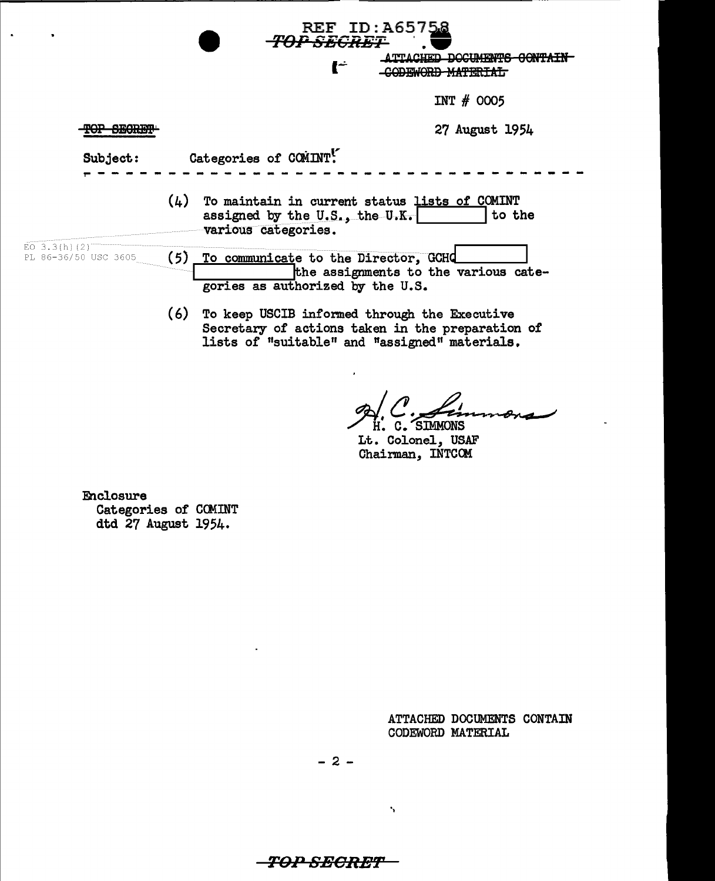REF ID:A65758

~~TOP SECRET~~

~~ATTACHED DOCUMENTS CONTAIN CODEWORD MATERIAL~~

INT # 0005

~~TOP SECRET~~

27 August 1954

Subject: Categories of COMINT.

- - - - - - - - - - - - - - - - - - - - - - - - - - - - - - - - - - - -

(4) To maintain in current status lists of COMINT assigned by the U.S., the U.K. [          ] to the various categories.

EO 3.3(h)(2)
PL 86-36/50 USC 3605

(5) To communicate to the Director, GCHQ [          ] [          ] the assignments to the various categories as authorized by the U.S.

(6) To keep USCIB informed through the Executive Secretary of actions taken in the preparation of lists of "suitable" and "assigned" materials.

H. C. SIMMONS
Lt. Colonel, USAF
Chairman, INTCOM

Enclosure
Categories of COMINT
dtd 27 August 1954.

ATTACHED DOCUMENTS CONTAIN CODEWORD MATERIAL

- 2 -

~~TOP SECRET~~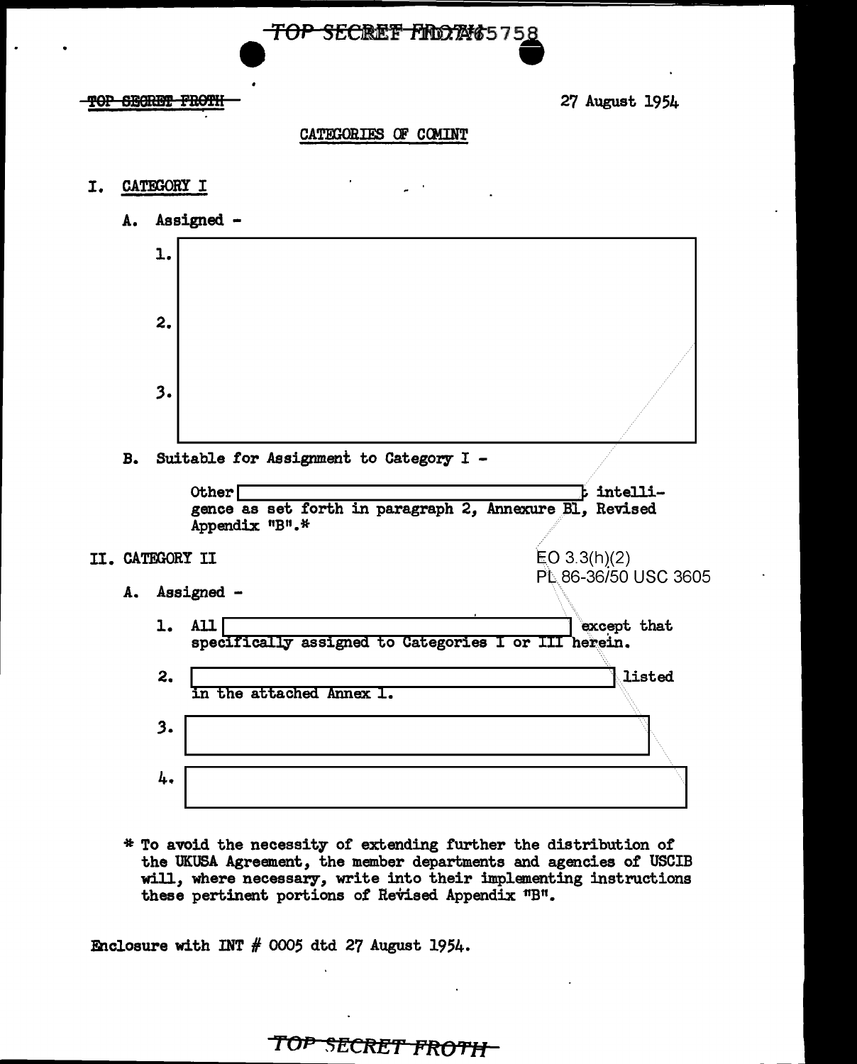TOP SECRET FROTH

27 August 1954

## CATEGORIES OF COMINT

### I. CATEGORY I

A. Assigned -

1.

2.

3.

B. Suitable for Assignment to Category I -

Other [redacted] intelligence as set forth in paragraph 2, Annexure B1, Revised Appendix "B".*

EO 3.3(h)(2)
PL 86-36/50 USC 3605

### II. CATEGORY II

A. Assigned -

1. All [redacted] except that specifically assigned to Categories I or III herein.

2. [redacted] listed in the attached Annex 1.

3. [redacted]

4. [redacted]

\* To avoid the necessity of extending further the distribution of the UKUSA Agreement, the member departments and agencies of USCIB will, where necessary, write into their implementing instructions these pertinent portions of Revised Appendix "B".

Enclosure with INT # 0005 dtd 27 August 1954.

TOP SECRET FROTH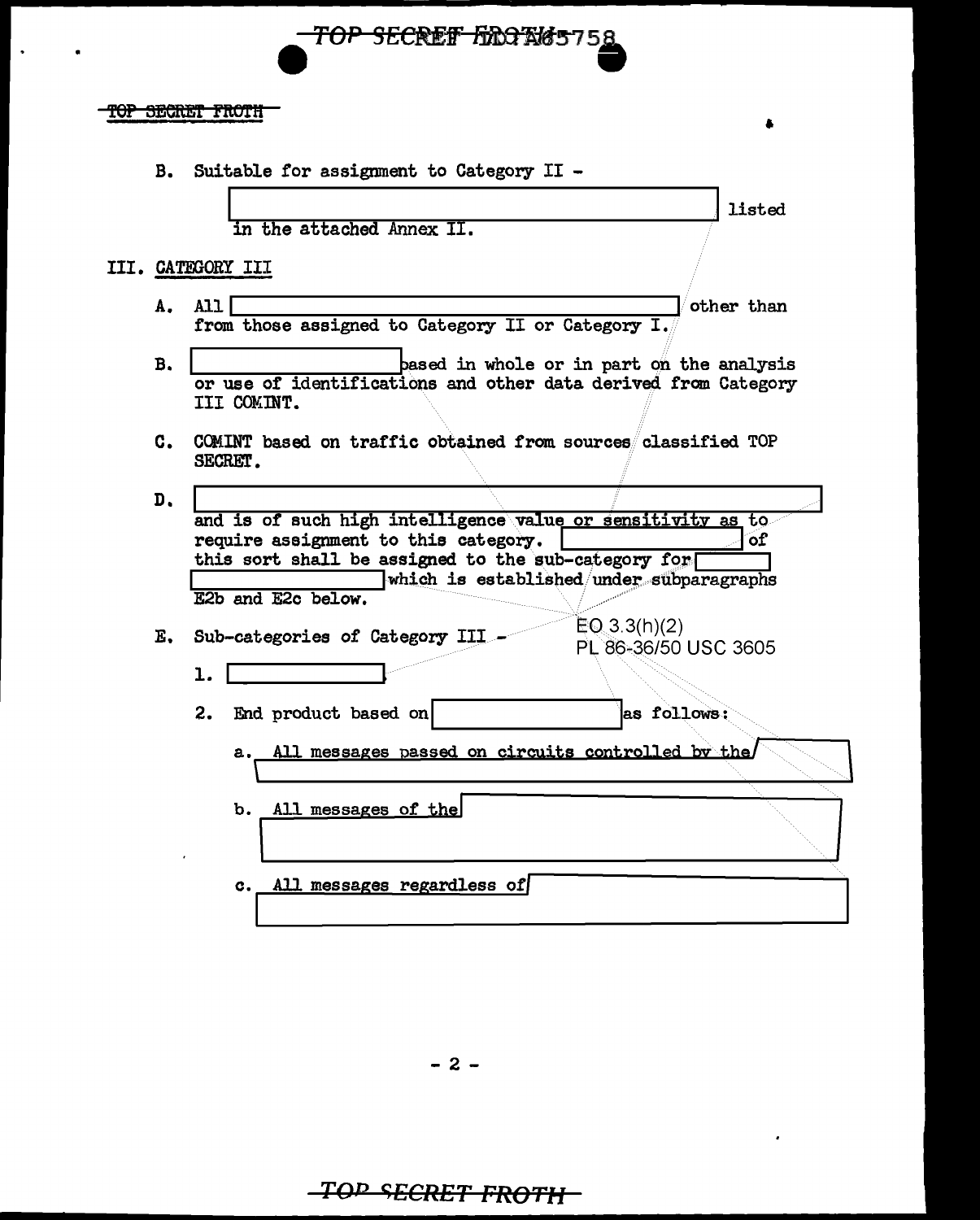B. Suitable for assignment to Category II - [redacted] listed in the attached Annex II.

III. CATEGORY III

A. All [redacted] other than from those assigned to Category II or Category I.

B. [redacted] based in whole or in part on the analysis or use of identifications and other data derived from Category III COMINT.

C. COMINT based on traffic obtained from sources classified TOP SECRET.

D. [redacted] and is of such high intelligence value or sensitivity as to require assignment to this category. [redacted] of this sort shall be assigned to the sub-category for [redacted] [redacted] which is established under subparagraphs E2b and E2c below.

EO 3.3(h)(2)
PL 86-36/50 USC 3605

E. Sub-categories of Category III -

1. [redacted]

2. End product based on [redacted] as follows:

a. All messages passed on circuits controlled by the [redacted]

b. All messages of the [redacted]

c. All messages regardless of [redacted]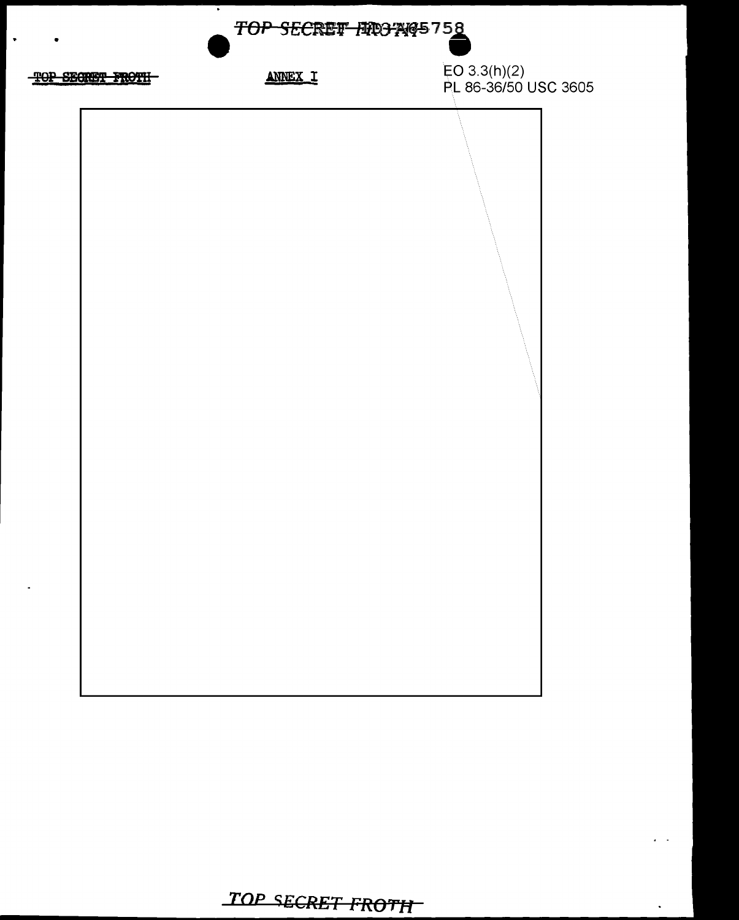~~TOP SECRET FROTH~~

ANNEX I

EO 3.3(h)(2)
PL 86-36/50 USC 3605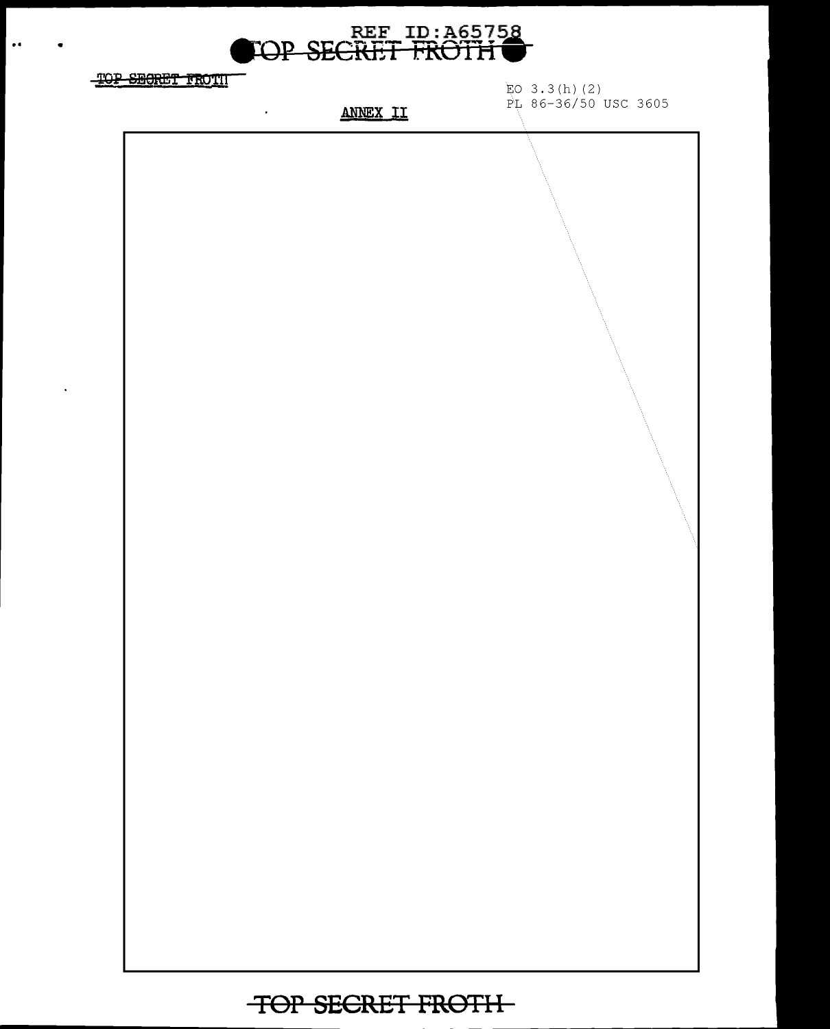TOP SECRET FROTH

EO 3.3(h)(2)
PL 86-36/50 USC 3605

ANNEX II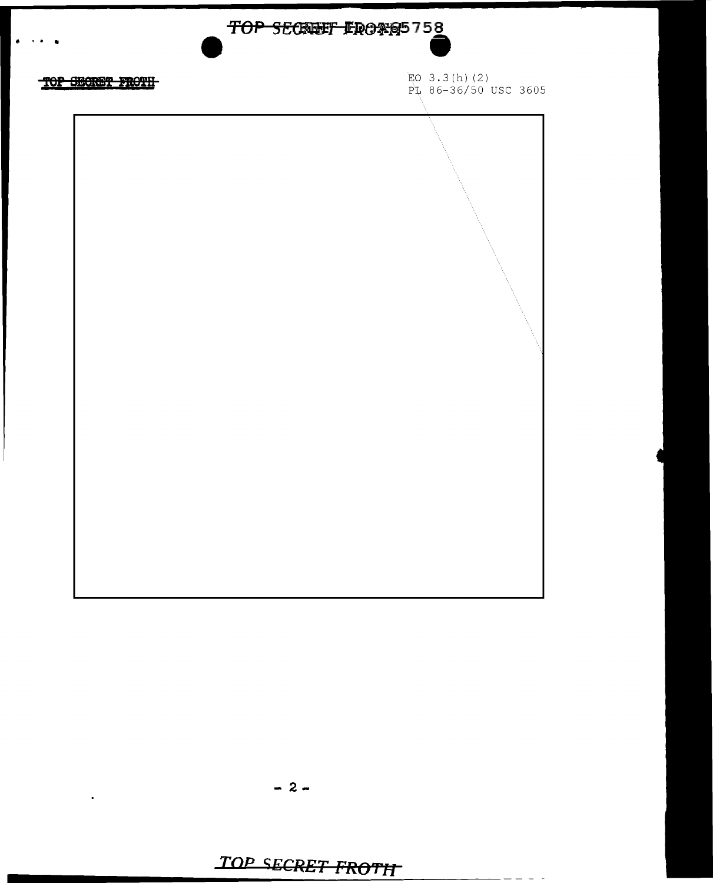EO 3.3(h)(2)
PL 86-36/50 USC 3605